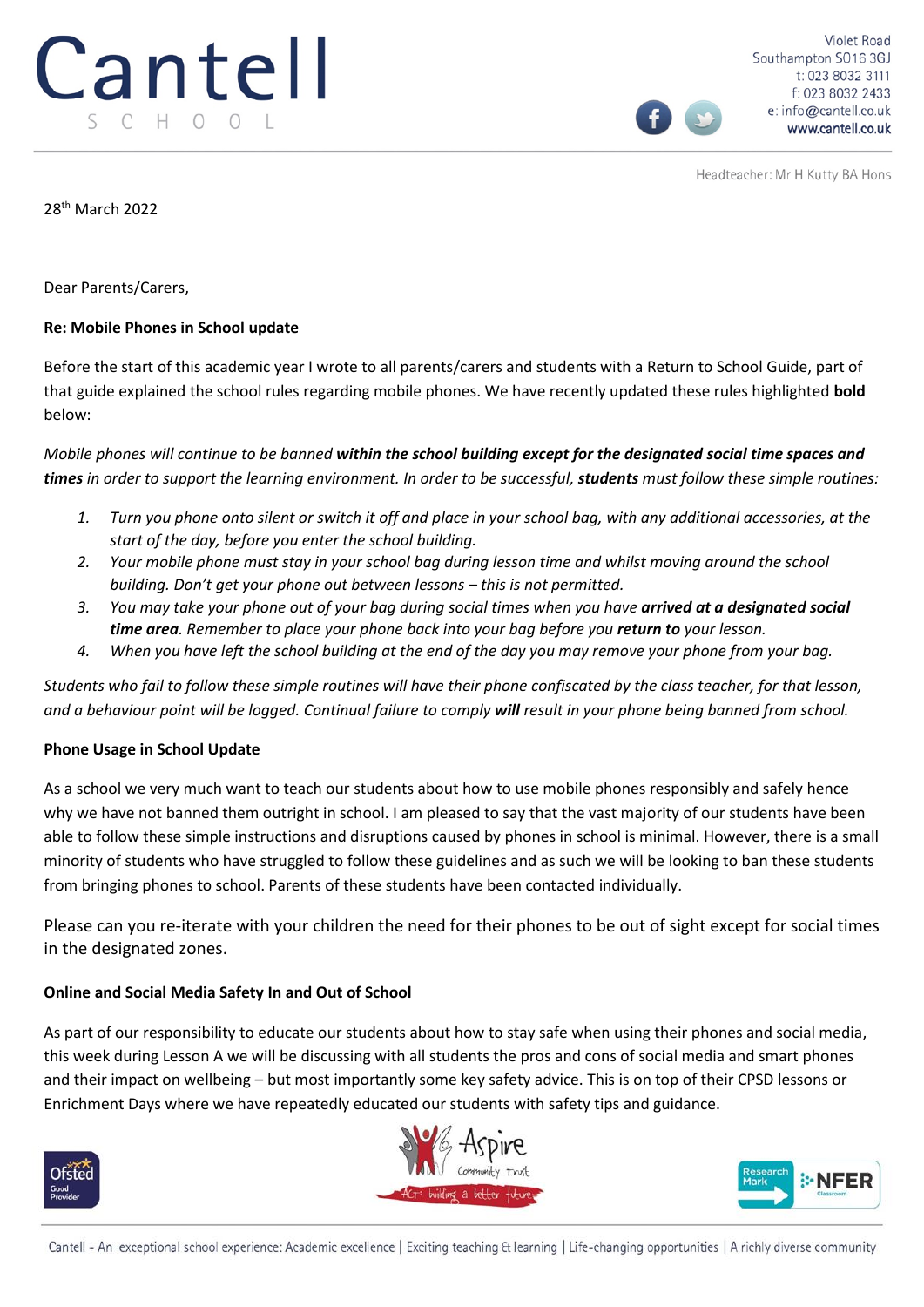Violet Road
Southampton SO16 3GJ
t: 023 8032 3111
f: 023 8032 2433
e: info@cantell.co.uk
www.cantell.co.uk

Headteacher: Mr H Kutty BA Hons

28th March 2022

Dear Parents/Carers,

**Re: Mobile Phones in School update**

Before the start of this academic year I wrote to all parents/carers and students with a Return to School Guide, part of that guide explained the school rules regarding mobile phones. We have recently updated these rules highlighted **bold** below:

*Mobile phones will continue to be banned* ***within the school building except for the designated social time spaces and times*** *in order to support the learning environment. In order to be successful,* ***students*** *must follow these simple routines:*

1. *Turn you phone onto silent or switch it off and place in your school bag, with any additional accessories, at the start of the day, before you enter the school building.*
2. *Your mobile phone must stay in your school bag during lesson time and whilst moving around the school building. Don't get your phone out between lessons – this is not permitted.*
3. *You may take your phone out of your bag during social times when you have* ***arrived at a designated social time area****. Remember to place your phone back into your bag before you* ***return to*** *your lesson.*
4. *When you have left the school building at the end of the day you may remove your phone from your bag.*

*Students who fail to follow these simple routines will have their phone confiscated by the class teacher, for that lesson, and a behaviour point will be logged. Continual failure to comply* ***will*** *result in your phone being banned from school.*

**Phone Usage in School Update**

As a school we very much want to teach our students about how to use mobile phones responsibly and safely hence why we have not banned them outright in school. I am pleased to say that the vast majority of our students have been able to follow these simple instructions and disruptions caused by phones in school is minimal. However, there is a small minority of students who have struggled to follow these guidelines and as such we will be looking to ban these students from bringing phones to school. Parents of these students have been contacted individually.

Please can you re-iterate with your children the need for their phones to be out of sight except for social times in the designated zones.

**Online and Social Media Safety In and Out of School**

As part of our responsibility to educate our students about how to stay safe when using their phones and social media, this week during Lesson A we will be discussing with all students the pros and cons of social media and smart phones and their impact on wellbeing – but most importantly some key safety advice. This is on top of their CPSD lessons or Enrichment Days where we have repeatedly educated our students with safety tips and guidance.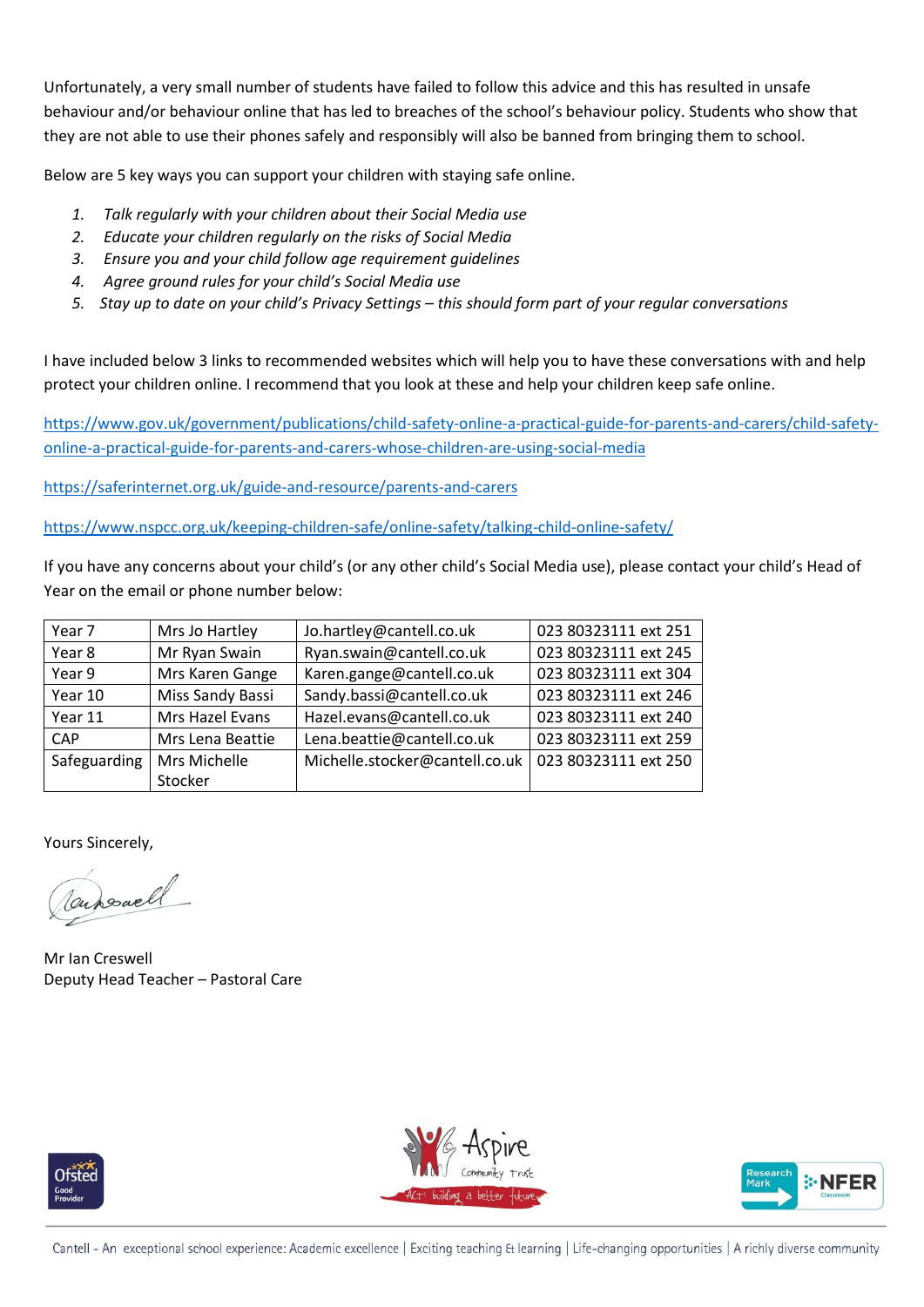Unfortunately, a very small number of students have failed to follow this advice and this has resulted in unsafe behaviour and/or behaviour online that has led to breaches of the school's behaviour policy. Students who show that they are not able to use their phones safely and responsibly will also be banned from bringing them to school.

Below are 5 key ways you can support your children with staying safe online.

1. *Talk regularly with your children about their Social Media use*
2. *Educate your children regularly on the risks of Social Media*
3. *Ensure you and your child follow age requirement guidelines*
4. *Agree ground rules for your child's Social Media use*
5. *Stay up to date on your child's Privacy Settings – this should form part of your regular conversations*

I have included below 3 links to recommended websites which will help you to have these conversations with and help protect your children online. I recommend that you look at these and help your children keep safe online.

https://www.gov.uk/government/publications/child-safety-online-a-practical-guide-for-parents-and-carers/child-safety-online-a-practical-guide-for-parents-and-carers-whose-children-are-using-social-media

https://saferinternet.org.uk/guide-and-resource/parents-and-carers

https://www.nspcc.org.uk/keeping-children-safe/online-safety/talking-child-online-safety/

If you have any concerns about your child's (or any other child's Social Media use), please contact your child's Head of Year on the email or phone number below:

| | | | |
|---|---|---|---|
| Year 7 | Mrs Jo Hartley | Jo.hartley@cantell.co.uk | 023 80323111 ext 251 |
| Year 8 | Mr Ryan Swain | Ryan.swain@cantell.co.uk | 023 80323111 ext 245 |
| Year 9 | Mrs Karen Gange | Karen.gange@cantell.co.uk | 023 80323111 ext 304 |
| Year 10 | Miss Sandy Bassi | Sandy.bassi@cantell.co.uk | 023 80323111 ext 246 |
| Year 11 | Mrs Hazel Evans | Hazel.evans@cantell.co.uk | 023 80323111 ext 240 |
| CAP | Mrs Lena Beattie | Lena.beattie@cantell.co.uk | 023 80323111 ext 259 |
| Safeguarding | Mrs Michelle Stocker | Michelle.stocker@cantell.co.uk | 023 80323111 ext 250 |

Yours Sincerely,

Mr Ian Creswell
Deputy Head Teacher – Pastoral Care